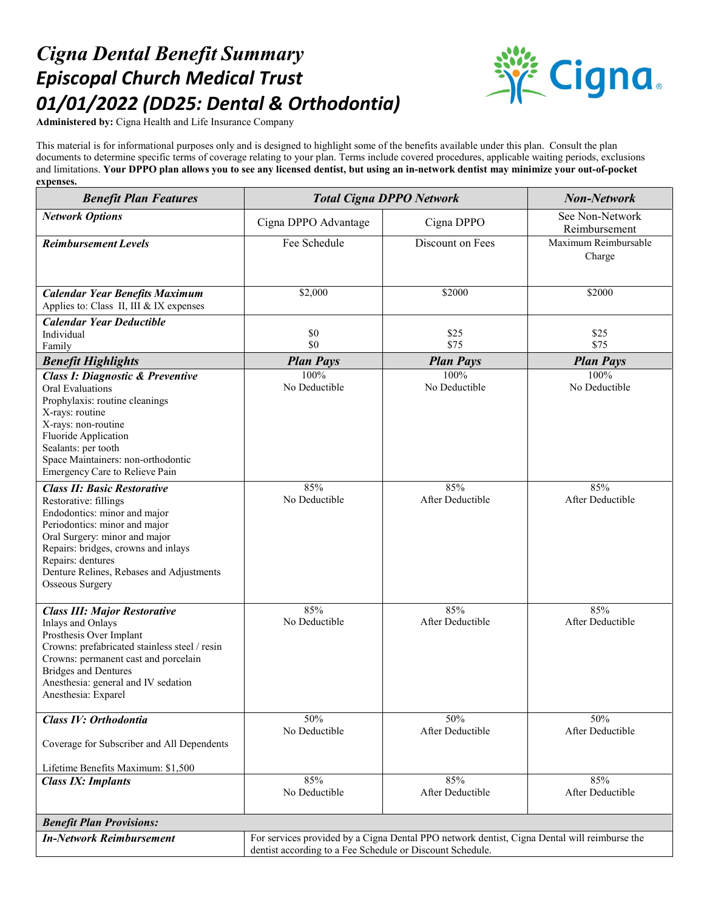# *Cigna Dental Benefit Summary*
# *Episcopal Church Medical Trust*
# *01/01/2022 (DD25: Dental & Orthodontia)*

**Administered by:** Cigna Health and Life Insurance Company

This material is for informational purposes only and is designed to highlight some of the benefits available under this plan. Consult the plan documents to determine specific terms of coverage relating to your plan. Terms include covered procedures, applicable waiting periods, exclusions and limitations. **Your DPPO plan allows you to see any licensed dentist, but using an in-network dentist may minimize your out-of-pocket expenses.**

| ***Benefit Plan Features*** | ***Total Cigna DPPO Network*** | | ***Non-Network*** |
|---|---|---|---|
| ***Network Options*** | Cigna DPPO Advantage | Cigna DPPO | See Non-Network Reimbursement |
| ***Reimbursement Levels*** | Fee Schedule | Discount on Fees | Maximum Reimbursable Charge |
| ***Calendar Year Benefits Maximum***<br>Applies to: Class II, III & IX expenses | $2,000 | $2000 | $2000 |
| ***Calendar Year Deductible***<br>Individual<br>Family | <br>$0<br>$0 | <br>$25<br>$75 | <br>$25<br>$75 |
| ***Benefit Highlights*** | ***Plan Pays*** | ***Plan Pays*** | ***Plan Pays*** |
| ***Class I: Diagnostic & Preventive***<br>Oral Evaluations<br>Prophylaxis: routine cleanings<br>X-rays: routine<br>X-rays: non-routine<br>Fluoride Application<br>Sealants: per tooth<br>Space Maintainers: non-orthodontic<br>Emergency Care to Relieve Pain | 100%<br>No Deductible | 100%<br>No Deductible | 100%<br>No Deductible |
| ***Class II: Basic Restorative***<br>Restorative: fillings<br>Endodontics: minor and major<br>Periodontics: minor and major<br>Oral Surgery: minor and major<br>Repairs: bridges, crowns and inlays<br>Repairs: dentures<br>Denture Relines, Rebases and Adjustments<br>Osseous Surgery | 85%<br>No Deductible | 85%<br>After Deductible | 85%<br>After Deductible |
| ***Class III: Major Restorative***<br>Inlays and Onlays<br>Prosthesis Over Implant<br>Crowns: prefabricated stainless steel / resin<br>Crowns: permanent cast and porcelain<br>Bridges and Dentures<br>Anesthesia: general and IV sedation<br>Anesthesia: Exparel | 85%<br>No Deductible | 85%<br>After Deductible | 85%<br>After Deductible |
| ***Class IV: Orthodontia***<br><br>Coverage for Subscriber and All Dependents<br><br>Lifetime Benefits Maximum: $1,500 | 50%<br>No Deductible | 50%<br>After Deductible | 50%<br>After Deductible |
| ***Class IX: Implants*** | 85%<br>No Deductible | 85%<br>After Deductible | 85%<br>After Deductible |
| ***Benefit Plan Provisions:*** | | | |
| ***In-Network Reimbursement*** | For services provided by a Cigna Dental PPO network dentist, Cigna Dental will reimburse the dentist according to a Fee Schedule or Discount Schedule. | | |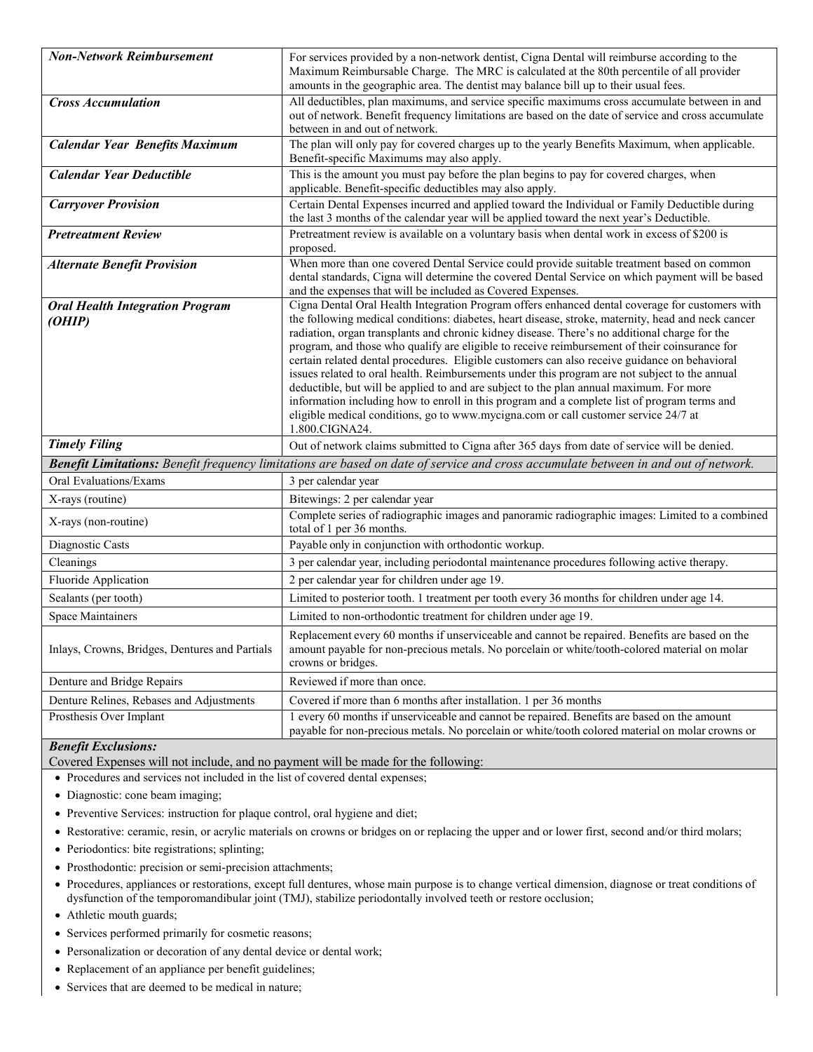| | |
|---|---|
| ***Non-Network Reimbursement*** | For services provided by a non-network dentist, Cigna Dental will reimburse according to the Maximum Reimbursable Charge. The MRC is calculated at the 80th percentile of all provider amounts in the geographic area. The dentist may balance bill up to their usual fees. |
| ***Cross Accumulation*** | All deductibles, plan maximums, and service specific maximums cross accumulate between in and out of network. Benefit frequency limitations are based on the date of service and cross accumulate between in and out of network. |
| ***Calendar Year Benefits Maximum*** | The plan will only pay for covered charges up to the yearly Benefits Maximum, when applicable. Benefit-specific Maximums may also apply. |
| ***Calendar Year Deductible*** | This is the amount you must pay before the plan begins to pay for covered charges, when applicable. Benefit-specific deductibles may also apply. |
| ***Carryover Provision*** | Certain Dental Expenses incurred and applied toward the Individual or Family Deductible during the last 3 months of the calendar year will be applied toward the next year's Deductible. |
| ***Pretreatment Review*** | Pretreatment review is available on a voluntary basis when dental work in excess of $200 is proposed. |
| ***Alternate Benefit Provision*** | When more than one covered Dental Service could provide suitable treatment based on common dental standards, Cigna will determine the covered Dental Service on which payment will be based and the expenses that will be included as Covered Expenses. |
| ***Oral Health Integration Program (OHIP)*** | Cigna Dental Oral Health Integration Program offers enhanced dental coverage for customers with the following medical conditions: diabetes, heart disease, stroke, maternity, head and neck cancer radiation, organ transplants and chronic kidney disease. There's no additional charge for the program, and those who qualify are eligible to receive reimbursement of their coinsurance for certain related dental procedures. Eligible customers can also receive guidance on behavioral issues related to oral health. Reimbursements under this program are not subject to the annual deductible, but will be applied to and are subject to the plan annual maximum. For more information including how to enroll in this program and a complete list of program terms and eligible medical conditions, go to www.mycigna.com or call customer service 24/7 at 1.800.CIGNA24. |
| ***Timely Filing*** | Out of network claims submitted to Cigna after 365 days from date of service will be denied. |
| ***Benefit Limitations:*** *Benefit frequency limitations are based on date of service and cross accumulate between in and out of network.* | |
| Oral Evaluations/Exams | 3 per calendar year |
| X-rays (routine) | Bitewings: 2 per calendar year |
| X-rays (non-routine) | Complete series of radiographic images and panoramic radiographic images: Limited to a combined total of 1 per 36 months. |
| Diagnostic Casts | Payable only in conjunction with orthodontic workup. |
| Cleanings | 3 per calendar year, including periodontal maintenance procedures following active therapy. |
| Fluoride Application | 2 per calendar year for children under age 19. |
| Sealants (per tooth) | Limited to posterior tooth. 1 treatment per tooth every 36 months for children under age 14. |
| Space Maintainers | Limited to non-orthodontic treatment for children under age 19. |
| Inlays, Crowns, Bridges, Dentures and Partials | Replacement every 60 months if unserviceable and cannot be repaired. Benefits are based on the amount payable for non-precious metals. No porcelain or white/tooth-colored material on molar crowns or bridges. |
| Denture and Bridge Repairs | Reviewed if more than once. |
| Denture Relines, Rebases and Adjustments | Covered if more than 6 months after installation. 1 per 36 months |
| Prosthesis Over Implant | 1 every 60 months if unserviceable and cannot be repaired. Benefits are based on the amount payable for non-precious metals. No porcelain or white/tooth colored material on molar crowns or |

***Benefit Exclusions:***

Covered Expenses will not include, and no payment will be made for the following:

- Procedures and services not included in the list of covered dental expenses;
- Diagnostic: cone beam imaging;
- Preventive Services: instruction for plaque control, oral hygiene and diet;
- Restorative: ceramic, resin, or acrylic materials on crowns or bridges on or replacing the upper and or lower first, second and/or third molars;
- Periodontics: bite registrations; splinting;
- Prosthodontic: precision or semi-precision attachments;
- Procedures, appliances or restorations, except full dentures, whose main purpose is to change vertical dimension, diagnose or treat conditions of dysfunction of the temporomandibular joint (TMJ), stabilize periodontally involved teeth or restore occlusion;
- Athletic mouth guards;
- Services performed primarily for cosmetic reasons;
- Personalization or decoration of any dental device or dental work;
- Replacement of an appliance per benefit guidelines;
- Services that are deemed to be medical in nature;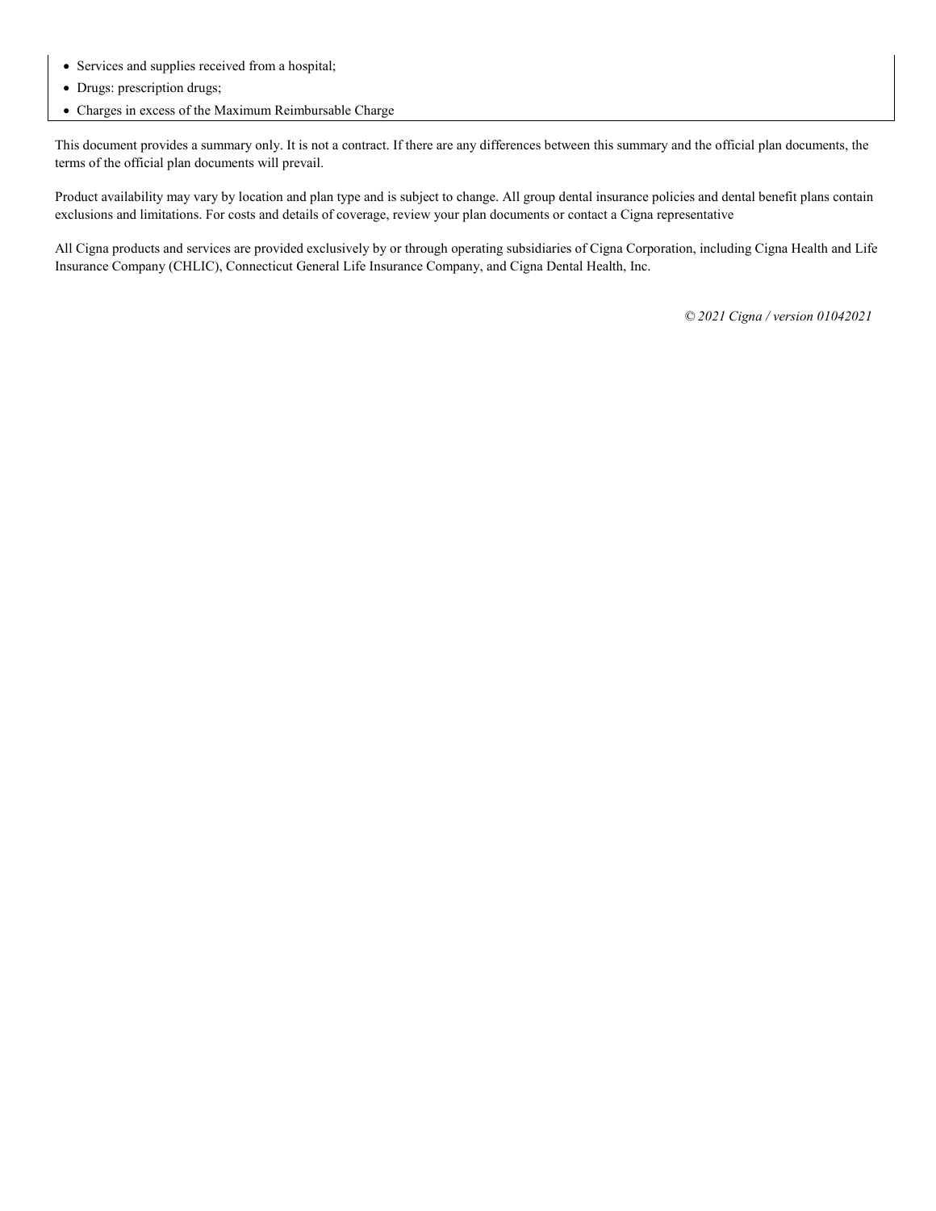- Services and supplies received from a hospital;
- Drugs: prescription drugs;
- Charges in excess of the Maximum Reimbursable Charge

This document provides a summary only. It is not a contract. If there are any differences between this summary and the official plan documents, the terms of the official plan documents will prevail.

Product availability may vary by location and plan type and is subject to change. All group dental insurance policies and dental benefit plans contain exclusions and limitations. For costs and details of coverage, review your plan documents or contact a Cigna representative

All Cigna products and services are provided exclusively by or through operating subsidiaries of Cigna Corporation, including Cigna Health and Life Insurance Company (CHLIC), Connecticut General Life Insurance Company, and Cigna Dental Health, Inc.

*© 2021 Cigna / version 01042021*